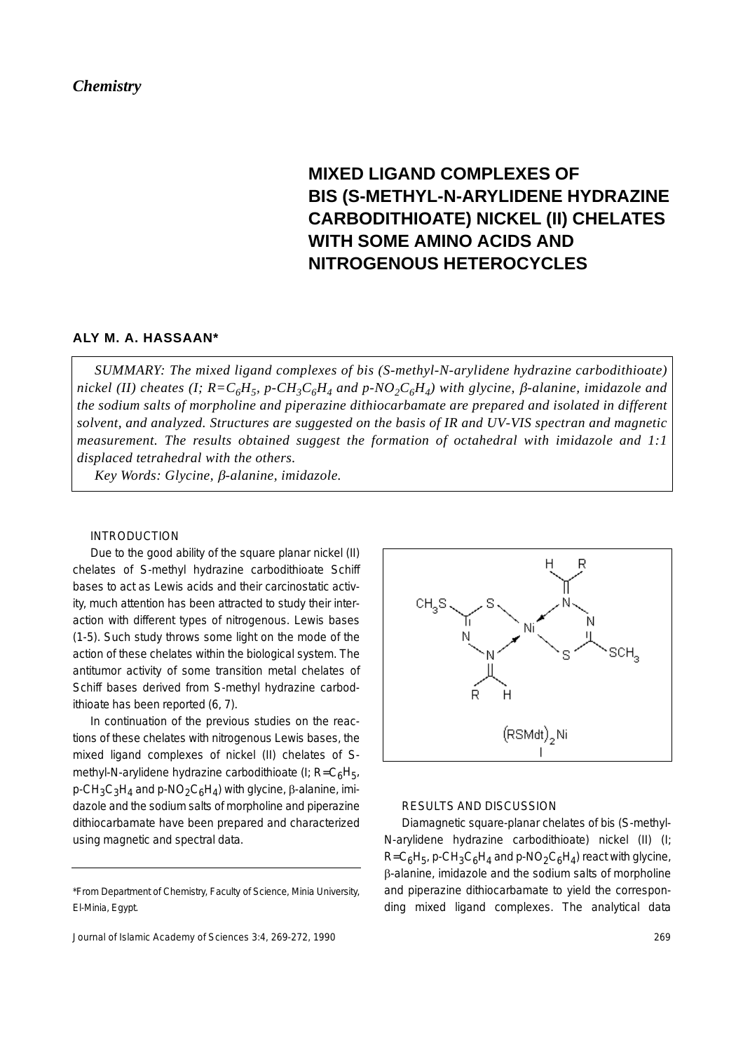*Chemistry*

# MIXED LIGAND COMPLEXES OF BIS (S-METHYL-N-ARYLIDENE HYDRAZINE CARBODITHIOATE) NICKEL (II) CHELATES WITH SOME AMINO ACIDS AND NITROGENOUS HETEROCYCLES

**ALY M. A. HASSAAN***

*SUMMARY: The mixed ligand complexes of bis (S-methyl-N-arylidene hydrazine carbodithioate) nickel (II) cheates (I; R=$C_6H_5$, p-$CH_3C_6H_4$ and p-$NO_2C_6H_4$) with glycine, β-alanine, imidazole and the sodium salts of morpholine and piperazine dithiocarbamate are prepared and isolated in different solvent, and analyzed. Structures are suggested on the basis of IR and UV-VIS spectran and magnetic measurement. The results obtained suggest the formation of octahedral with imidazole and 1:1 displaced tetrahedral with the others.*

*Key Words: Glycine, β-alanine, imidazole.*

## INTRODUCTION

Due to the good ability of the square planar nickel (II) chelates of S-methyl hydrazine carbodithioate Schiff bases to act as Lewis acids and their carcinostatic activity, much attention has been attracted to study their interaction with different types of nitrogenous. Lewis bases (1-5). Such study throws some light on the mode of the action of these chelates within the biological system. The antitumor activity of some transition metal chelates of Schiff bases derived from S-methyl hydrazine carbodithioate has been reported (6, 7).

In continuation of the previous studies on the reactions of these chelates with nitrogenous Lewis bases, the mixed ligand complexes of nickel (II) chelates of S-methyl-N-arylidene hydrazine carbodithioate (I; R=$C_6H_5$, p-$CH_3C_3H_4$ and p-$NO_2C_6H_4$) with glycine, β-alanine, imidazole and the sodium salts of morpholine and piperazine dithiocarbamate have been prepared and characterized using magnetic and spectral data.

$(RSMdt)_2Ni$

I

\*From Department of Chemistry, Faculty of Science, Minia University, El-Minia, Egypt.

## RESULTS AND DISCUSSION

Diamagnetic square-planar chelates of bis (S-methyl-N-arylidene hydrazine carbodithioate) nickel (II) (I; R=$C_6H_5$, p-$CH_3C_6H_4$ and p-$NO_2C_6H_4$) react with glycine, β-alanine, imidazole and the sodium salts of morpholine and piperazine dithiocarbamate to yield the corresponding mixed ligand complexes. The analytical data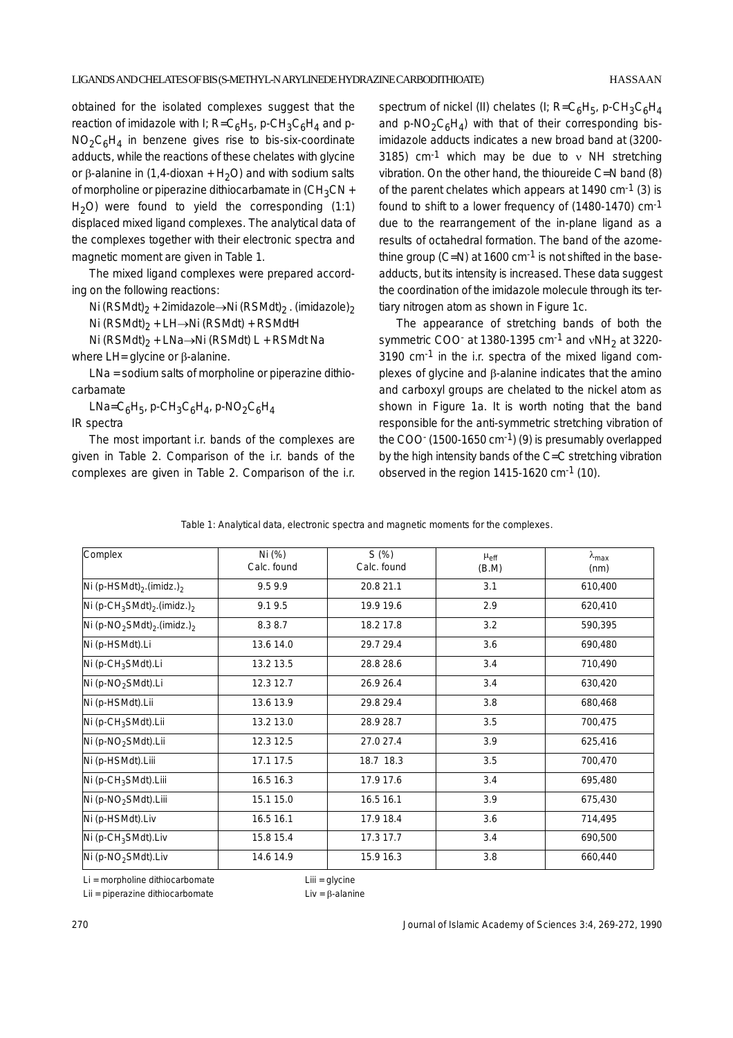obtained for the isolated complexes suggest that the reaction of imidazole with I; R=$C_6H_5$, p-$CH_3C_6H_4$ and p-$NO_2C_6H_4$ in benzene gives rise to bis-six-coordinate adducts, while the reactions of these chelates with glycine or β-alanine in (1,4-dioxan + $H_2O$) and with sodium salts of morpholine or piperazine dithiocarbamate in ($CH_3CN$ + $H_2O$) were found to yield the corresponding (1:1) displaced mixed ligand complexes. The analytical data of the complexes together with their electronic spectra and magnetic moment are given in Table 1.

The mixed ligand complexes were prepared according on the following reactions:

$Ni(RSMdt)_2$ + 2imidazole → $Ni(RSMdt)_2$ . (imidazole)$_2$

$Ni(RSMdt)_2$ + LH → Ni (RSMdt) + RSMdtH

$Ni(RSMdt)_2$ + LNa → Ni (RSMdt) L + RSMdt Na

where LH= glycine or β-alanine.

LNa = sodium salts of morpholine or piperazine dithiocarbamate

LNa=$C_6H_5$, p-$CH_3C_6H_4$, p-$NO_2C_6H_4$

IR spectra

The most important i.r. bands of the complexes are given in Table 2. Comparison of the i.r. bands of the complexes are given in Table 2. Comparison of the i.r. spectrum of nickel (II) chelates (I; R=$C_6H_5$, p-$CH_3C_6H_4$ and p-$NO_2C_6H_4$) with that of their corresponding bis-imidazole adducts indicates a new broad band at (3200-3185) $cm^{-1}$ which may be due to ν NH stretching vibration. On the other hand, the thioureide C=N band (8) of the parent chelates which appears at 1490 $cm^{-1}$ (3) is found to shift to a lower frequency of (1480-1470) $cm^{-1}$ due to the rearrangement of the in-plane ligand as a results of octahedral formation. The band of the azomethine group (C=N) at 1600 $cm^{-1}$ is not shifted in the base-adducts, but its intensity is increased. These data suggest the coordination of the imidazole molecule through its tertiary nitrogen atom as shown in Figure 1c.

The appearance of stretching bands of both the symmetric $COO^-$ at 1380-1395 $cm^{-1}$ and $\nu NH_2$ at 3220-3190 $cm^{-1}$ in the i.r. spectra of the mixed ligand complexes of glycine and β-alanine indicates that the amino and carboxyl groups are chelated to the nickel atom as shown in Figure 1a. It is worth noting that the band responsible for the anti-symmetric stretching vibration of the $COO^-$ (1500-1650 $cm^{-1}$) (9) is presumably overlapped by the high intensity bands of the C=C stretching vibration observed in the region 1415-1620 $cm^{-1}$ (10).

Table 1: Analytical data, electronic spectra and magnetic moments for the complexes.

| Complex | Ni (%) Calc. found | S (%) Calc. found | $\mu_{eff}$ (B.M) | $\lambda_{max}$ (nm) |
|---|---|---|---|---|
| Ni (p-HSMdt)$_2$.(imidz.)$_2$ | 9.5 9.9 | 20.8 21.1 | 3.1 | 610,400 |
| Ni (p-$CH_3$SMdt)$_2$.(imidz.)$_2$ | 9.1 9.5 | 19.9 19.6 | 2.9 | 620,410 |
| Ni (p-$NO_2$SMdt)$_2$.(imidz.)$_2$ | 8.3 8.7 | 18.2 17.8 | 3.2 | 590,395 |
| Ni (p-HSMdt).Li | 13.6 14.0 | 29.7 29.4 | 3.6 | 690,480 |
| Ni (p-$CH_3$SMdt).Li | 13.2 13.5 | 28.8 28.6 | 3.4 | 710,490 |
| Ni (p-$NO_2$SMdt).Li | 12.3 12.7 | 26.9 26.4 | 3.4 | 630,420 |
| Ni (p-HSMdt).Lii | 13.6 13.9 | 29.8 29.4 | 3.8 | 680,468 |
| Ni (p-$CH_3$SMdt).Lii | 13.2 13.0 | 28.9 28.7 | 3.5 | 700,475 |
| Ni (p-$NO_2$SMdt).Lii | 12.3 12.5 | 27.0 27.4 | 3.9 | 625,416 |
| Ni (p-HSMdt).Liii | 17.1 17.5 | 18.7 18.3 | 3.5 | 700,470 |
| Ni (p-$CH_3$SMdt).Liii | 16.5 16.3 | 17.9 17.6 | 3.4 | 695,480 |
| Ni (p-$NO_2$SMdt).Liii | 15.1 15.0 | 16.5 16.1 | 3.9 | 675,430 |
| Ni (p-HSMdt).Liv | 16.5 16.1 | 17.9 18.4 | 3.6 | 714,495 |
| Ni (p-$CH_3$SMdt).Liv | 15.8 15.4 | 17.3 17.7 | 3.4 | 690,500 |
| Ni (p-$NO_2$SMdt).Liv | 14.6 14.9 | 15.9 16.3 | 3.8 | 660,440 |

Li = morpholine dithiocarbomate  Liii = glycine

Lii = piperazine dithiocarbomate  Liv = β-alanine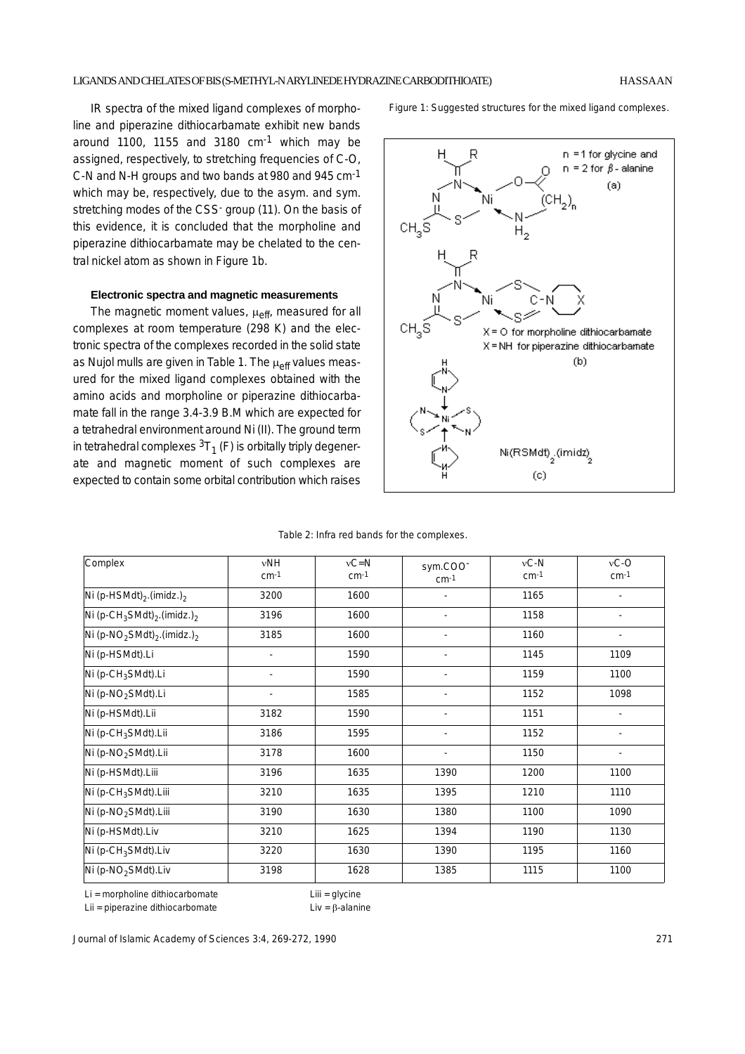IR spectra of the mixed ligand complexes of morpholine and piperazine dithiocarbamate exhibit new bands around 1100, 1155 and 3180 $cm^{-1}$ which may be assigned, respectively, to stretching frequencies of C-O, C-N and N-H groups and two bands at 980 and 945 $cm^{-1}$ which may be, respectively, due to the asym. and sym. stretching modes of the $CSS^{-}$ group (11). On the basis of this evidence, it is concluded that the morpholine and piperazine dithiocarbamate may be chelated to the central nickel atom as shown in Figure 1b.

### Electronic spectra and magnetic measurements

The magnetic moment values, $\mu_{eff}$, measured for all complexes at room temperature (298 K) and the electronic spectra of the complexes recorded in the solid state as Nujol mulls are given in Table 1. The $\mu_{eff}$ values measured for the mixed ligand complexes obtained with the amino acids and morpholine or piperazine dithiocarbamate fall in the range 3.4-3.9 B.M which are expected for a tetrahedral environment around Ni (II). The ground term in tetrahedral complexes $^3T_1$ (F) is orbitally triply degenerate and magnetic moment of such complexes are expected to contain some orbital contribution which raises

Figure 1: Suggested structures for the mixed ligand complexes.

Table 2: Infra red bands for the complexes.

| Complex | νNH $cm^{-1}$ | νC=N $cm^{-1}$ | sym.$COO^{-}$ $cm^{-1}$ | νC-N $cm^{-1}$ | νC-O $cm^{-1}$ |
|---|---|---|---|---|---|
| Ni (p-HSMdt)$_2$.(imidz.)$_2$ | 3200 | 1600 | - | 1165 | - |
| Ni (p-$CH_3$SMdt)$_2$.(imidz.)$_2$ | 3196 | 1600 | - | 1158 | - |
| Ni (p-$NO_2$SMdt)$_2$.(imidz.)$_2$ | 3185 | 1600 | - | 1160 | - |
| Ni (p-HSMdt).Li | - | 1590 | - | 1145 | 1109 |
| Ni (p-$CH_3$SMdt).Li | - | 1590 | - | 1159 | 1100 |
| Ni (p-$NO_2$SMdt).Li | - | 1585 | - | 1152 | 1098 |
| Ni (p-HSMdt).Lii | 3182 | 1590 | - | 1151 | - |
| Ni (p-$CH_3$SMdt).Lii | 3186 | 1595 | - | 1152 | - |
| Ni (p-$NO_2$SMdt).Lii | 3178 | 1600 | - | 1150 | - |
| Ni (p-HSMdt).Liii | 3196 | 1635 | 1390 | 1200 | 1100 |
| Ni (p-$CH_3$SMdt).Liii | 3210 | 1635 | 1395 | 1210 | 1110 |
| Ni (p-$NO_2$SMdt).Liii | 3190 | 1630 | 1380 | 1100 | 1090 |
| Ni (p-HSMdt).Liv | 3210 | 1625 | 1394 | 1190 | 1130 |
| Ni (p-$CH_3$SMdt).Liv | 3220 | 1630 | 1390 | 1195 | 1160 |
| Ni (p-$NO_2$SMdt).Liv | 3198 | 1628 | 1385 | 1115 | 1100 |

Li = morpholine dithiocarbomate
Lii = piperazine dithiocarbomate
Liii = glycine
Liv = β-alanine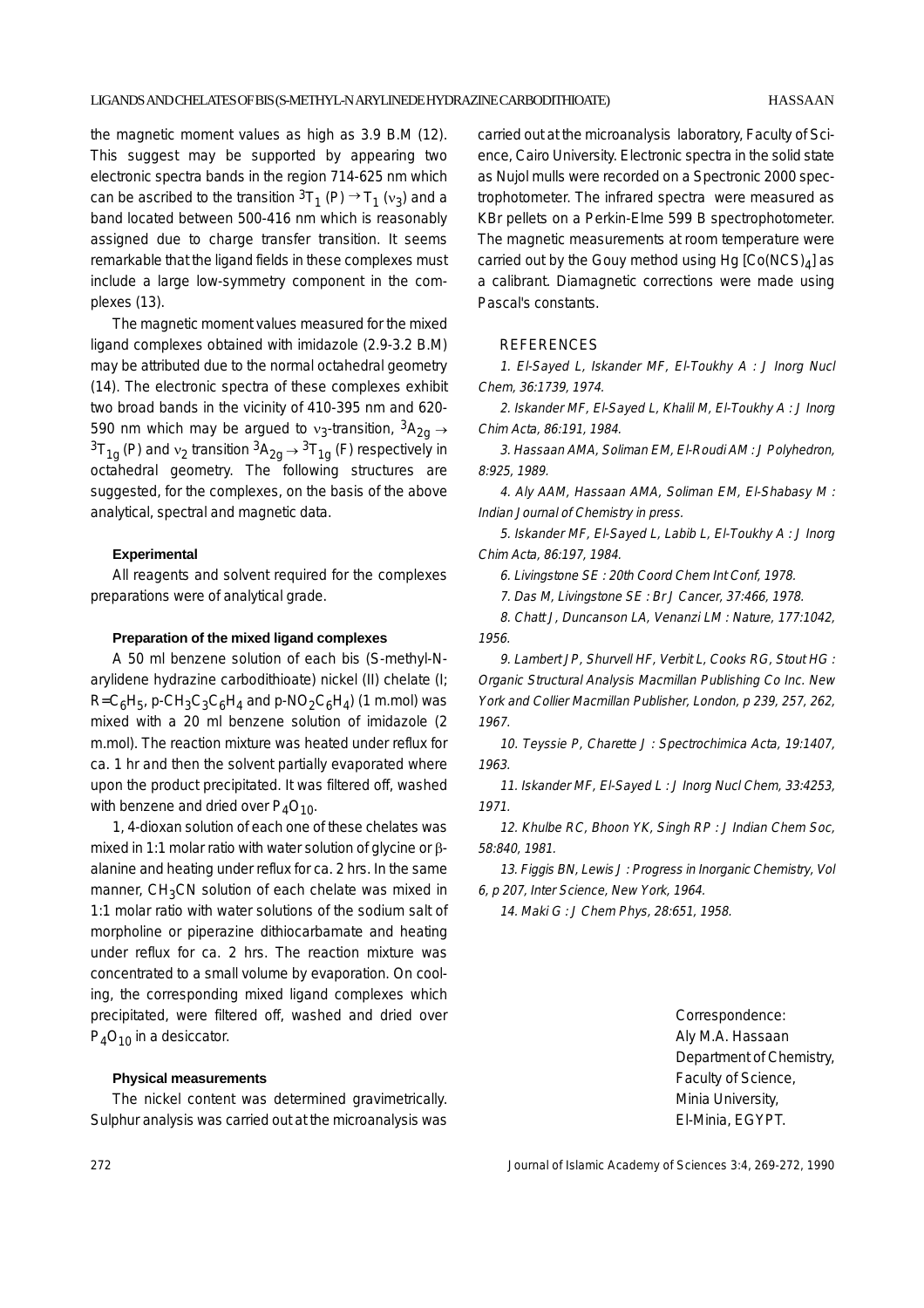the magnetic moment values as high as 3.9 B.M (12). This suggest may be supported by appearing two electronic spectra bands in the region 714-625 nm which can be ascribed to the transition $^3T_1$ (P) $\rightarrow T_1$ ($\nu_3$) and a band located between 500-416 nm which is reasonably assigned due to charge transfer transition. It seems remarkable that the ligand fields in these complexes must include a large low-symmetry component in the complexes (13).

The magnetic moment values measured for the mixed ligand complexes obtained with imidazole (2.9-3.2 B.M) may be attributed due to the normal octahedral geometry (14). The electronic spectra of these complexes exhibit two broad bands in the vicinity of 410-395 nm and 620-590 nm which may be argued to $\nu_3$-transition, $^3A_{2g} \rightarrow$ $^3T_{1g}$ (P) and $\nu_2$ transition $^3A_{2g} \rightarrow$ $^3T_{1g}$ (F) respectively in octahedral geometry. The following structures are suggested, for the complexes, on the basis of the above analytical, spectral and magnetic data.

## Experimental

All reagents and solvent required for the complexes preparations were of analytical grade.

### Preparation of the mixed ligand complexes

A 50 ml benzene solution of each bis (S-methyl-N-arylidene hydrazine carbodithioate) nickel (II) chelate (I; R=$C_6H_5$, p-$CH_3C_3C_6H_4$ and p-$NO_2C_6H_4$) (1 m.mol) was mixed with a 20 ml benzene solution of imidazole (2 m.mol). The reaction mixture was heated under reflux for ca. 1 hr and then the solvent partially evaporated where upon the product precipitated. It was filtered off, washed with benzene and dried over $P_4O_{10}$.

1, 4-dioxan solution of each one of these chelates was mixed in 1:1 molar ratio with water solution of glycine or β-alanine and heating under reflux for ca. 2 hrs. In the same manner, $CH_3CN$ solution of each chelate was mixed in 1:1 molar ratio with water solutions of the sodium salt of morpholine or piperazine dithiocarbamate and heating under reflux for ca. 2 hrs. The reaction mixture was concentrated to a small volume by evaporation. On cooling, the corresponding mixed ligand complexes which precipitated, were filtered off, washed and dried over $P_4O_{10}$ in a desiccator.

### Physical measurements

The nickel content was determined gravimetrically. Sulphur analysis was carried out at the microanalysis was carried out at the microanalysis laboratory, Faculty of Science, Cairo University. Electronic spectra in the solid state as Nujol mulls were recorded on a Spectronic 2000 spectrophotometer. The infrared spectra were measured as KBr pellets on a Perkin-Elme 599 B spectrophotometer. The magnetic measurements at room temperature were carried out by the Gouy method using Hg $[Co(NCS)_4]$ as a calibrant. Diamagnetic corrections were made using Pascal's constants.

## REFERENCES

1. *El-Sayed L, Iskander MF, El-Toukhy A : J Inorg Nucl Chem, 36:1739, 1974.*
2. *Iskander MF, El-Sayed L, Khalil M, El-Toukhy A : J Inorg Chim Acta, 86:191, 1984.*
3. *Hassaan AMA, Soliman EM, El-Roudi AM : J Polyhedron, 8:925, 1989.*
4. *Aly AAM, Hassaan AMA, Soliman EM, El-Shabasy M : Indian Journal of Chemistry in press.*
5. *Iskander MF, El-Sayed L, Labib L, El-Toukhy A : J Inorg Chim Acta, 86:197, 1984.*
6. *Livingstone SE : 20th Coord Chem Int Conf, 1978.*
7. *Das M, Livingstone SE : Br J Cancer, 37:466, 1978.*
8. *Chatt J, Duncanson LA, Venanzi LM : Nature, 177:1042, 1956.*
9. *Lambert JP, Shurvell HF, Verbit L, Cooks RG, Stout HG : Organic Structural Analysis Macmillan Publishing Co Inc. New York and Collier Macmillan Publisher, London, p 239, 257, 262, 1967.*
10. *Teyssie P, Charette J : Spectrochimica Acta, 19:1407, 1963.*
11. *Iskander MF, El-Sayed L : J Inorg Nucl Chem, 33:4253, 1971.*
12. *Khulbe RC, Bhoon YK, Singh RP : J Indian Chem Soc, 58:840, 1981.*
13. *Figgis BN, Lewis J : Progress in Inorganic Chemistry, Vol 6, p 207, Inter Science, New York, 1964.*
14. *Maki G : J Chem Phys, 28:651, 1958.*

Correspondence:
Aly M.A. Hassaan
Department of Chemistry,
Faculty of Science,
Minia University,
El-Minia, EGYPT.